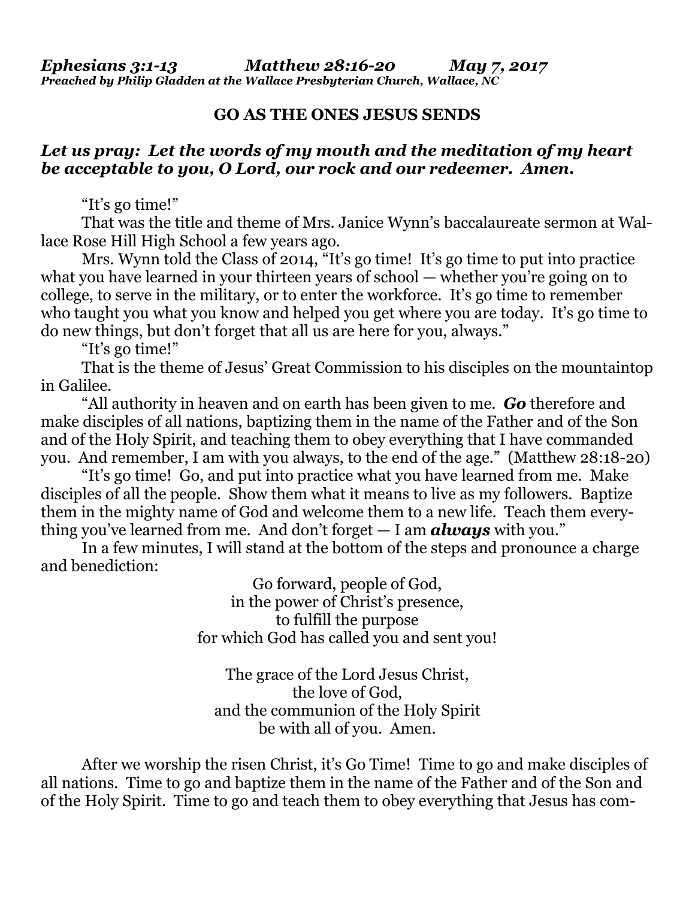***Ephesians 3:1-13 Matthew 28:16-20 May 7, 2017***
***Preached by Philip Gladden at the Wallace Presbyterian Church, Wallace, NC***

**GO AS THE ONES JESUS SENDS**

***Let us pray: Let the words of my mouth and the meditation of my heart be acceptable to you, O Lord, our rock and our redeemer. Amen.***

"It's go time!"

That was the title and theme of Mrs. Janice Wynn's baccalaureate sermon at Wallace Rose Hill High School a few years ago.

Mrs. Wynn told the Class of 2014, "It's go time! It's go time to put into practice what you have learned in your thirteen years of school — whether you're going on to college, to serve in the military, or to enter the workforce. It's go time to remember who taught you what you know and helped you get where you are today. It's go time to do new things, but don't forget that all us are here for you, always."

"It's go time!"

That is the theme of Jesus' Great Commission to his disciples on the mountaintop in Galilee.

"All authority in heaven and on earth has been given to me. ***Go*** therefore and make disciples of all nations, baptizing them in the name of the Father and of the Son and of the Holy Spirit, and teaching them to obey everything that I have commanded you. And remember, I am with you always, to the end of the age." (Matthew 28:18-20)

"It's go time! Go, and put into practice what you have learned from me. Make disciples of all the people. Show them what it means to live as my followers. Baptize them in the mighty name of God and welcome them to a new life. Teach them everything you've learned from me. And don't forget — I am ***always*** with you."

In a few minutes, I will stand at the bottom of the steps and pronounce a charge and benediction:

Go forward, people of God,
in the power of Christ's presence,
to fulfill the purpose
for which God has called you and sent you!

The grace of the Lord Jesus Christ,
the love of God,
and the communion of the Holy Spirit
be with all of you. Amen.

After we worship the risen Christ, it's Go Time! Time to go and make disciples of all nations. Time to go and baptize them in the name of the Father and of the Son and of the Holy Spirit. Time to go and teach them to obey everything that Jesus has com-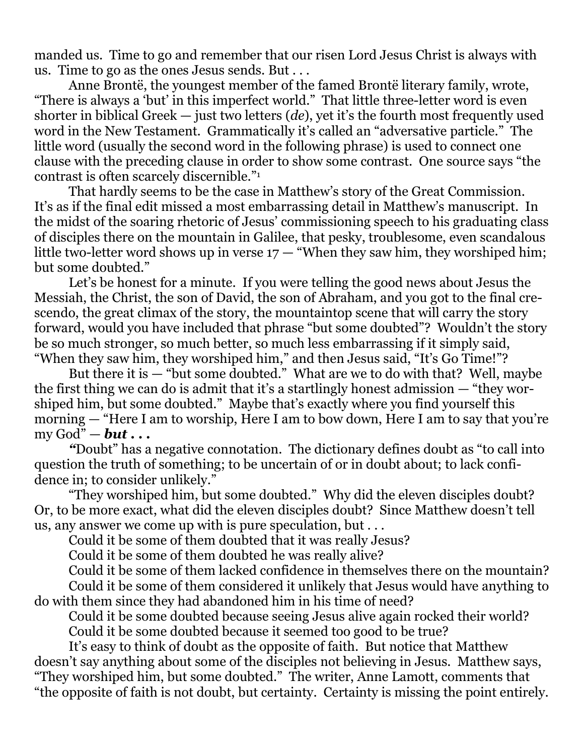manded us. Time to go and remember that our risen Lord Jesus Christ is always with us. Time to go as the ones Jesus sends. But . . .

Anne Brontë, the youngest member of the famed Brontë literary family, wrote, "There is always a 'but' in this imperfect world." That little three-letter word is even shorter in biblical Greek — just two letters (*de*), yet it's the fourth most frequently used word in the New Testament. Grammatically it's called an "adversative particle." The little word (usually the second word in the following phrase) is used to connect one clause with the preceding clause in order to show some contrast. One source says "the contrast is often scarcely discernible."[1]

That hardly seems to be the case in Matthew's story of the Great Commission. It's as if the final edit missed a most embarrassing detail in Matthew's manuscript. In the midst of the soaring rhetoric of Jesus' commissioning speech to his graduating class of disciples there on the mountain in Galilee, that pesky, troublesome, even scandalous little two-letter word shows up in verse 17 — "When they saw him, they worshiped him; but some doubted."

Let's be honest for a minute. If you were telling the good news about Jesus the Messiah, the Christ, the son of David, the son of Abraham, and you got to the final crescendo, the great climax of the story, the mountaintop scene that will carry the story forward, would you have included that phrase "but some doubted"? Wouldn't the story be so much stronger, so much better, so much less embarrassing if it simply said, "When they saw him, they worshiped him," and then Jesus said, "It's Go Time!"?

But there it is — "but some doubted." What are we to do with that? Well, maybe the first thing we can do is admit that it's a startlingly honest admission — "they worshiped him, but some doubted." Maybe that's exactly where you find yourself this morning — "Here I am to worship, Here I am to bow down, Here I am to say that you're my God" — ***but . . .***

*"*Doubt" has a negative connotation. The dictionary defines doubt as "to call into question the truth of something; to be uncertain of or in doubt about; to lack confidence in; to consider unlikely."

"They worshiped him, but some doubted." Why did the eleven disciples doubt? Or, to be more exact, what did the eleven disciples doubt? Since Matthew doesn't tell us, any answer we come up with is pure speculation, but . . .

Could it be some of them doubted that it was really Jesus?

Could it be some of them doubted he was really alive?

Could it be some of them lacked confidence in themselves there on the mountain?

Could it be some of them considered it unlikely that Jesus would have anything to do with them since they had abandoned him in his time of need?

Could it be some doubted because seeing Jesus alive again rocked their world?

Could it be some doubted because it seemed too good to be true?

It's easy to think of doubt as the opposite of faith. But notice that Matthew doesn't say anything about some of the disciples not believing in Jesus. Matthew says, "They worshiped him, but some doubted." The writer, Anne Lamott, comments that "the opposite of faith is not doubt, but certainty. Certainty is missing the point entirely.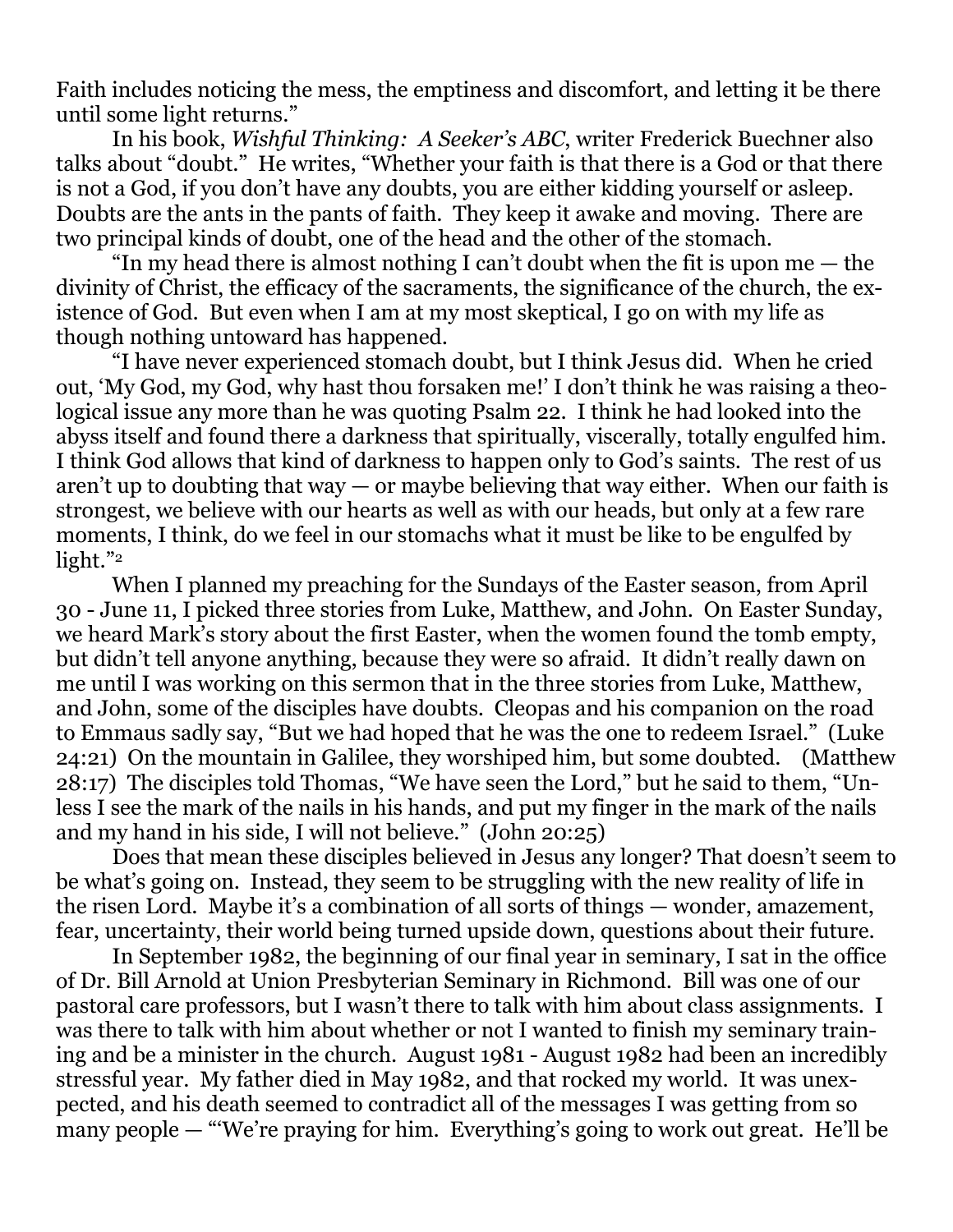Faith includes noticing the mess, the emptiness and discomfort, and letting it be there until some light returns."

In his book, *Wishful Thinking: A Seeker's ABC*, writer Frederick Buechner also talks about "doubt." He writes, "Whether your faith is that there is a God or that there is not a God, if you don't have any doubts, you are either kidding yourself or asleep. Doubts are the ants in the pants of faith. They keep it awake and moving. There are two principal kinds of doubt, one of the head and the other of the stomach.

"In my head there is almost nothing I can't doubt when the fit is upon me — the divinity of Christ, the efficacy of the sacraments, the significance of the church, the existence of God. But even when I am at my most skeptical, I go on with my life as though nothing untoward has happened.

"I have never experienced stomach doubt, but I think Jesus did. When he cried out, 'My God, my God, why hast thou forsaken me!' I don't think he was raising a theological issue any more than he was quoting Psalm 22. I think he had looked into the abyss itself and found there a darkness that spiritually, viscerally, totally engulfed him. I think God allows that kind of darkness to happen only to God's saints. The rest of us aren't up to doubting that way — or maybe believing that way either. When our faith is strongest, we believe with our hearts as well as with our heads, but only at a few rare moments, I think, do we feel in our stomachs what it must be like to be engulfed by light."[2]

When I planned my preaching for the Sundays of the Easter season, from April 30 - June 11, I picked three stories from Luke, Matthew, and John. On Easter Sunday, we heard Mark's story about the first Easter, when the women found the tomb empty, but didn't tell anyone anything, because they were so afraid. It didn't really dawn on me until I was working on this sermon that in the three stories from Luke, Matthew, and John, some of the disciples have doubts. Cleopas and his companion on the road to Emmaus sadly say, "But we had hoped that he was the one to redeem Israel." (Luke 24:21) On the mountain in Galilee, they worshiped him, but some doubted. (Matthew 28:17) The disciples told Thomas, "We have seen the Lord," but he said to them, "Unless I see the mark of the nails in his hands, and put my finger in the mark of the nails and my hand in his side, I will not believe." (John 20:25)

Does that mean these disciples believed in Jesus any longer? That doesn't seem to be what's going on. Instead, they seem to be struggling with the new reality of life in the risen Lord. Maybe it's a combination of all sorts of things — wonder, amazement, fear, uncertainty, their world being turned upside down, questions about their future.

In September 1982, the beginning of our final year in seminary, I sat in the office of Dr. Bill Arnold at Union Presbyterian Seminary in Richmond. Bill was one of our pastoral care professors, but I wasn't there to talk with him about class assignments. I was there to talk with him about whether or not I wanted to finish my seminary training and be a minister in the church. August 1981 - August 1982 had been an incredibly stressful year. My father died in May 1982, and that rocked my world. It was unexpected, and his death seemed to contradict all of the messages I was getting from so many people — "'We're praying for him. Everything's going to work out great. He'll be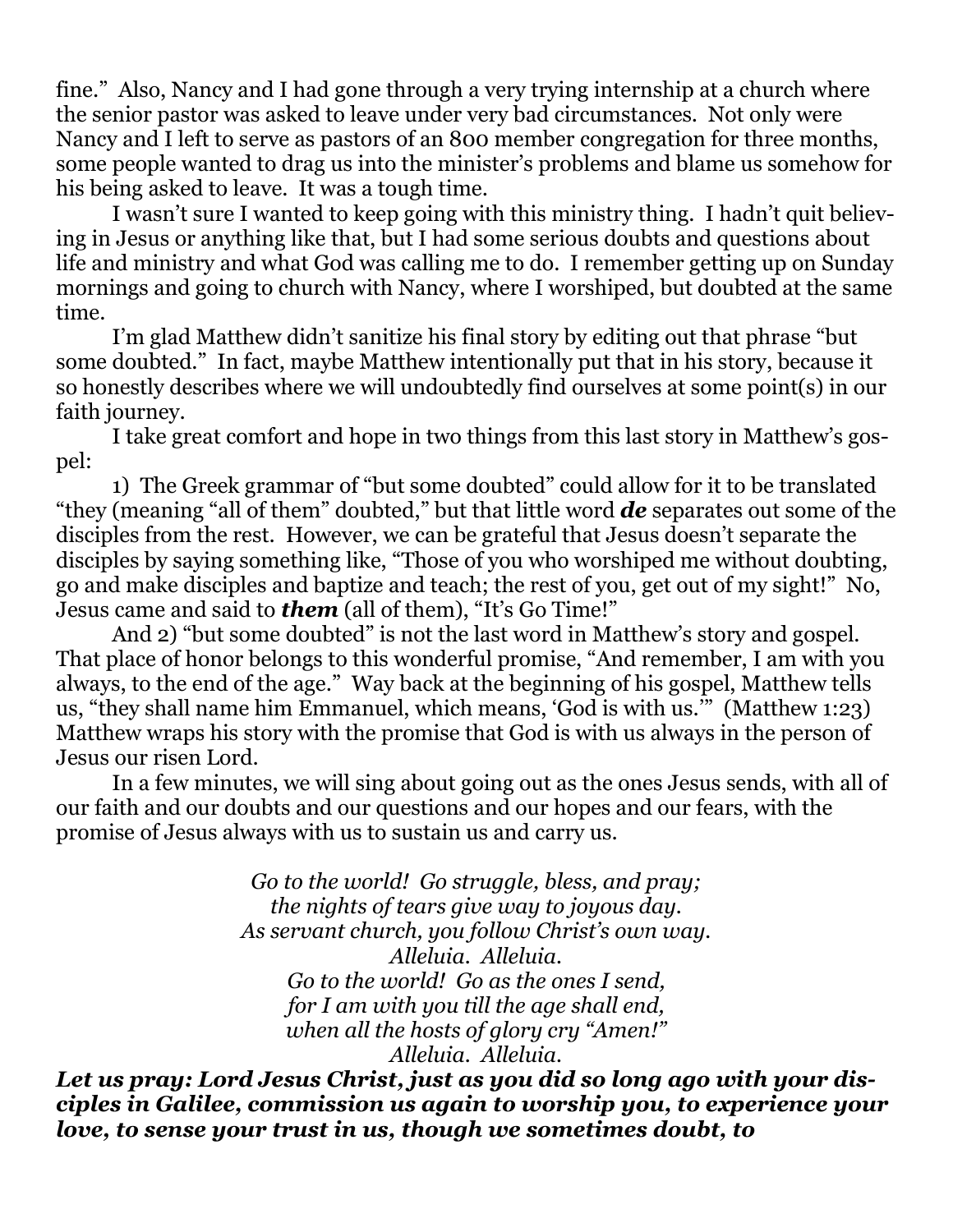fine." Also, Nancy and I had gone through a very trying internship at a church where the senior pastor was asked to leave under very bad circumstances. Not only were Nancy and I left to serve as pastors of an 800 member congregation for three months, some people wanted to drag us into the minister's problems and blame us somehow for his being asked to leave. It was a tough time.

I wasn't sure I wanted to keep going with this ministry thing. I hadn't quit believing in Jesus or anything like that, but I had some serious doubts and questions about life and ministry and what God was calling me to do. I remember getting up on Sunday mornings and going to church with Nancy, where I worshiped, but doubted at the same time.

I'm glad Matthew didn't sanitize his final story by editing out that phrase "but some doubted." In fact, maybe Matthew intentionally put that in his story, because it so honestly describes where we will undoubtedly find ourselves at some point(s) in our faith journey.

I take great comfort and hope in two things from this last story in Matthew's gospel:

1) The Greek grammar of "but some doubted" could allow for it to be translated "they (meaning "all of them" doubted," but that little word ***de*** separates out some of the disciples from the rest. However, we can be grateful that Jesus doesn't separate the disciples by saying something like, "Those of you who worshiped me without doubting, go and make disciples and baptize and teach; the rest of you, get out of my sight!" No, Jesus came and said to ***them*** (all of them), "It's Go Time!"

And 2) "but some doubted" is not the last word in Matthew's story and gospel. That place of honor belongs to this wonderful promise, "And remember, I am with you always, to the end of the age." Way back at the beginning of his gospel, Matthew tells us, "they shall name him Emmanuel, which means, 'God is with us.'" (Matthew 1:23) Matthew wraps his story with the promise that God is with us always in the person of Jesus our risen Lord.

In a few minutes, we will sing about going out as the ones Jesus sends, with all of our faith and our doubts and our questions and our hopes and our fears, with the promise of Jesus always with us to sustain us and carry us.

*Go to the world! Go struggle, bless, and pray;*
*the nights of tears give way to joyous day.*
*As servant church, you follow Christ's own way.*
*Alleluia. Alleluia.*
*Go to the world! Go as the ones I send,*
*for I am with you till the age shall end,*
*when all the hosts of glory cry "Amen!"*
*Alleluia. Alleluia.*

***Let us pray: Lord Jesus Christ, just as you did so long ago with your disciples in Galilee, commission us again to worship you, to experience your love, to sense your trust in us, though we sometimes doubt, to***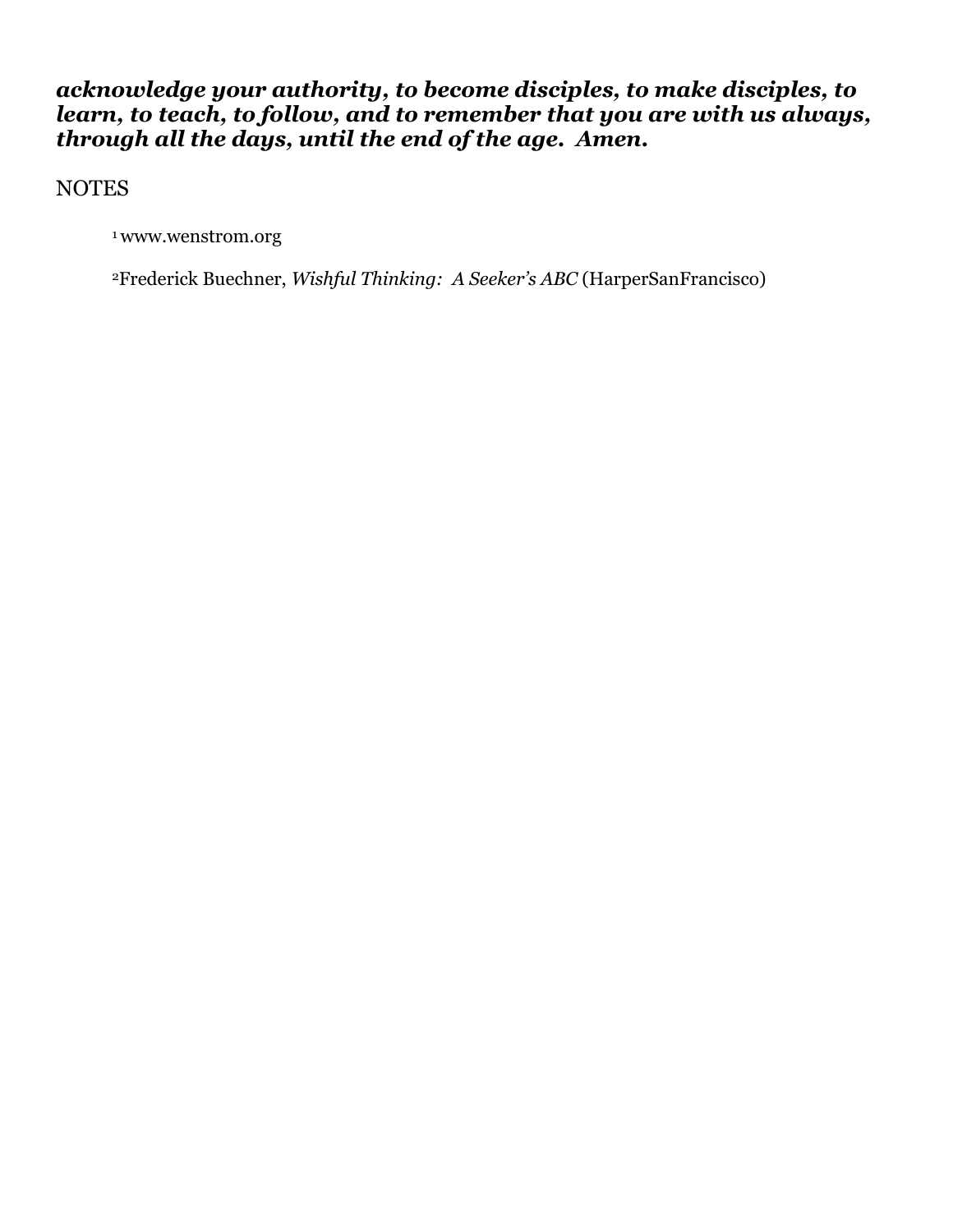***acknowledge your authority, to become disciples, to make disciples, to learn, to teach, to follow, and to remember that you are with us always, through all the days, until the end of the age. Amen.***

NOTES

[1] www.wenstrom.org

[2] Frederick Buechner, *Wishful Thinking: A Seeker's ABC* (HarperSanFrancisco)